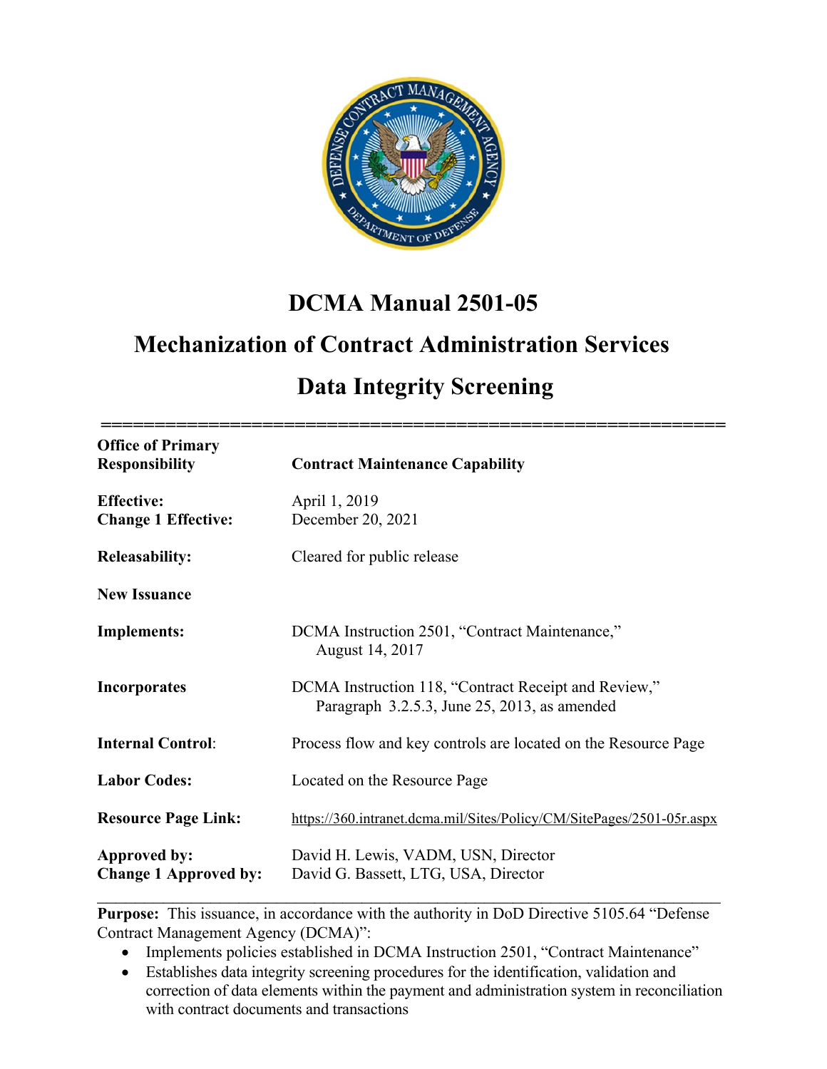# DCMA Manual 2501-05

# Mechanization of Contract Administration Services

# Data Integrity Screening

| | |
|---|---|
| **Office of Primary Responsibility** | **Contract Maintenance Capability** |
| **Effective:** | April 1, 2019 |
| **Change 1 Effective:** | December 20, 2021 |
| **Releasability:** | Cleared for public release |
| **New Issuance** | |
| **Implements:** | DCMA Instruction 2501, "Contract Maintenance," August 14, 2017 |
| **Incorporates** | DCMA Instruction 118, "Contract Receipt and Review," Paragraph 3.2.5.3, June 25, 2013, as amended |
| **Internal Control:** | Process flow and key controls are located on the Resource Page |
| **Labor Codes:** | Located on the Resource Page |
| **Resource Page Link:** | https://360.intranet.dcma.mil/Sites/Policy/CM/SitePages/2501-05r.aspx |
| **Approved by:** | David H. Lewis, VADM, USN, Director |
| **Change 1 Approved by:** | David G. Bassett, LTG, USA, Director |

**Purpose:** This issuance, in accordance with the authority in DoD Directive 5105.64 "Defense Contract Management Agency (DCMA)":

- Implements policies established in DCMA Instruction 2501, "Contract Maintenance"
- Establishes data integrity screening procedures for the identification, validation and correction of data elements within the payment and administration system in reconciliation with contract documents and transactions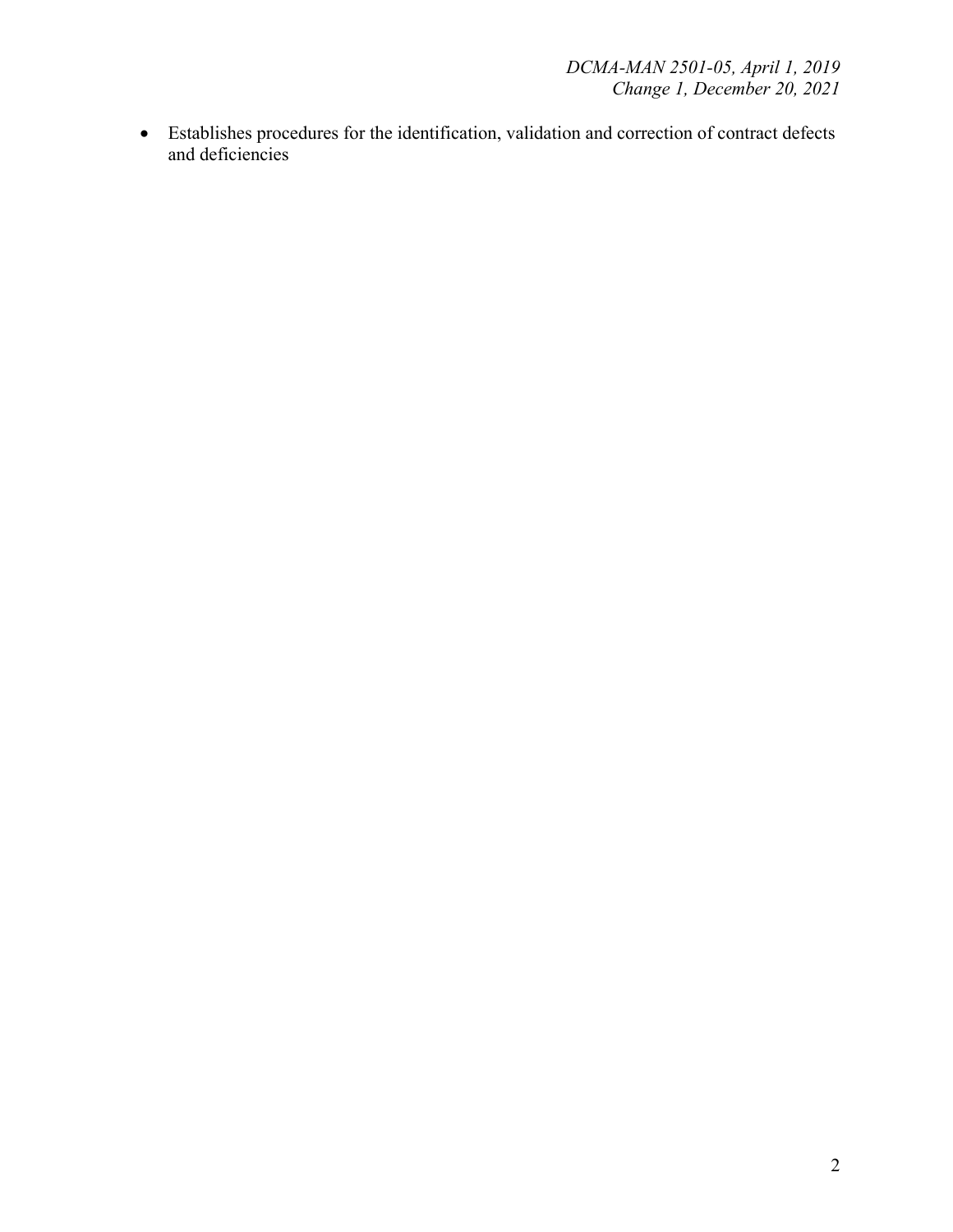- Establishes procedures for the identification, validation and correction of contract defects and deficiencies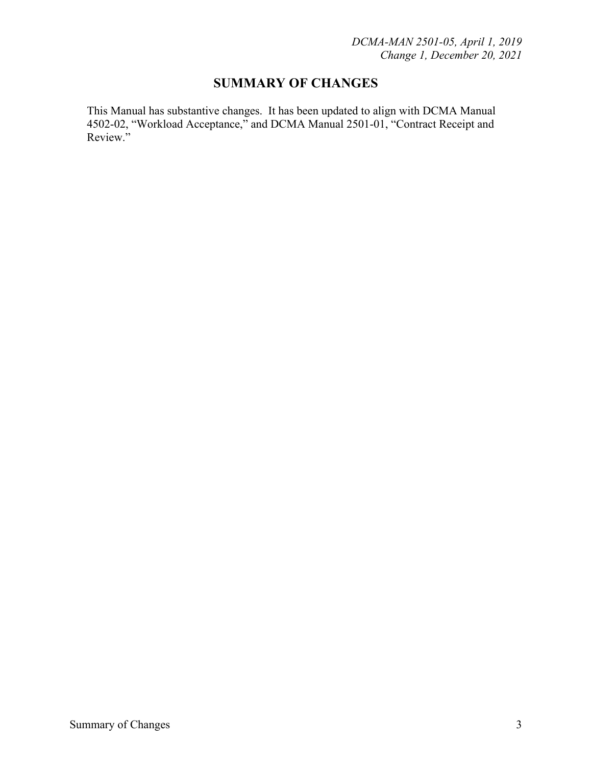# SUMMARY OF CHANGES

This Manual has substantive changes. It has been updated to align with DCMA Manual 4502-02, "Workload Acceptance," and DCMA Manual 2501-01, "Contract Receipt and Review."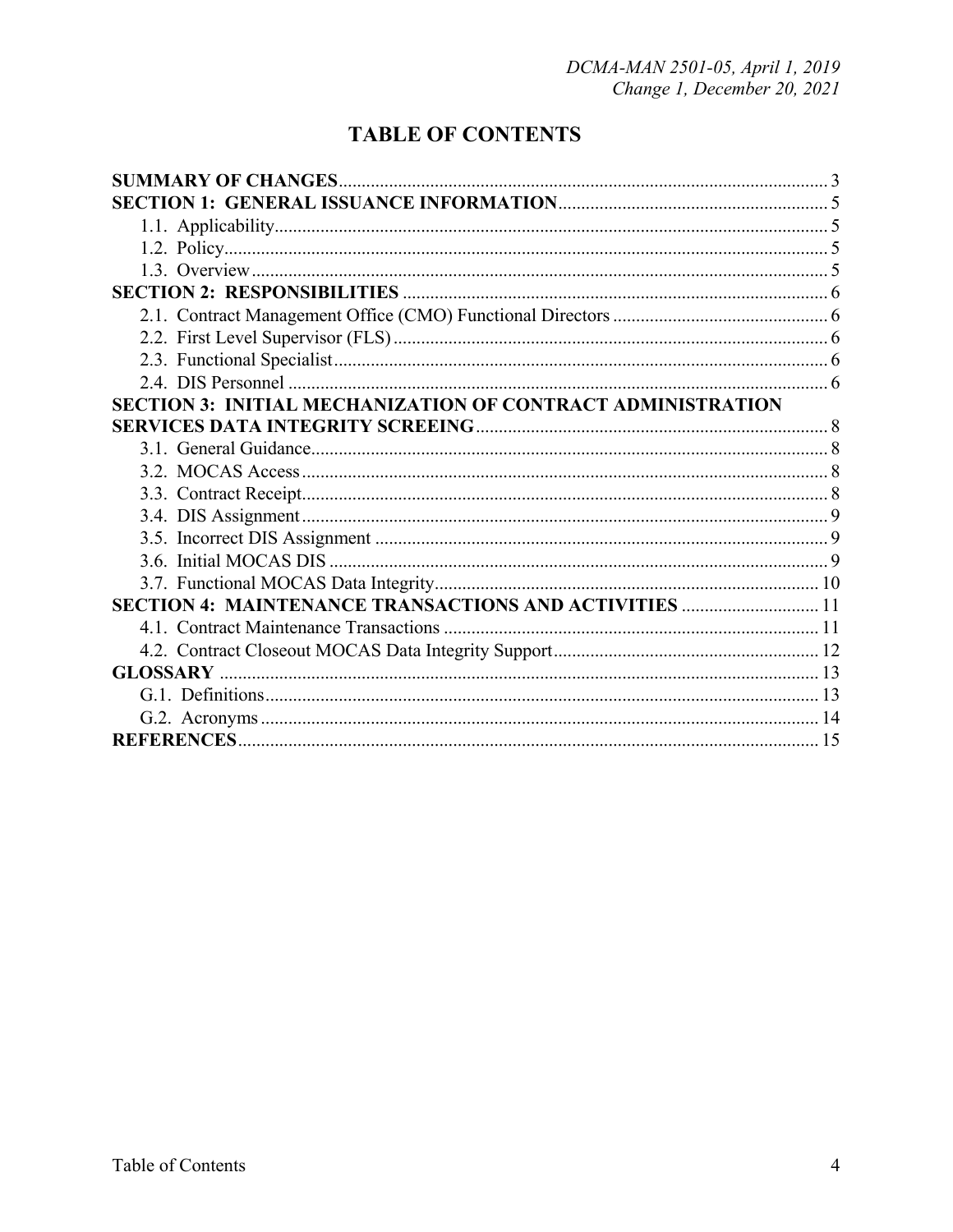# TABLE OF CONTENTS

**SUMMARY OF CHANGES** .......... 3

**SECTION 1: GENERAL ISSUANCE INFORMATION** .......... 5

- 1.1. Applicability .......... 5
- 1.2. Policy .......... 5
- 1.3. Overview .......... 5

**SECTION 2: RESPONSIBILITIES** .......... 6

- 2.1. Contract Management Office (CMO) Functional Directors .......... 6
- 2.2. First Level Supervisor (FLS) .......... 6
- 2.3. Functional Specialist .......... 6
- 2.4. DIS Personnel .......... 6

**SECTION 3: INITIAL MECHANIZATION OF CONTRACT ADMINISTRATION SERVICES DATA INTEGRITY SCREEING** .......... 8

- 3.1. General Guidance .......... 8
- 3.2. MOCAS Access .......... 8
- 3.3. Contract Receipt .......... 8
- 3.4. DIS Assignment .......... 9
- 3.5. Incorrect DIS Assignment .......... 9
- 3.6. Initial MOCAS DIS .......... 9
- 3.7. Functional MOCAS Data Integrity .......... 10

**SECTION 4: MAINTENANCE TRANSACTIONS AND ACTIVITIES** .......... 11

- 4.1. Contract Maintenance Transactions .......... 11
- 4.2. Contract Closeout MOCAS Data Integrity Support .......... 12

**GLOSSARY** .......... 13

- G.1. Definitions .......... 13
- G.2. Acronyms .......... 14

**REFERENCES** .......... 15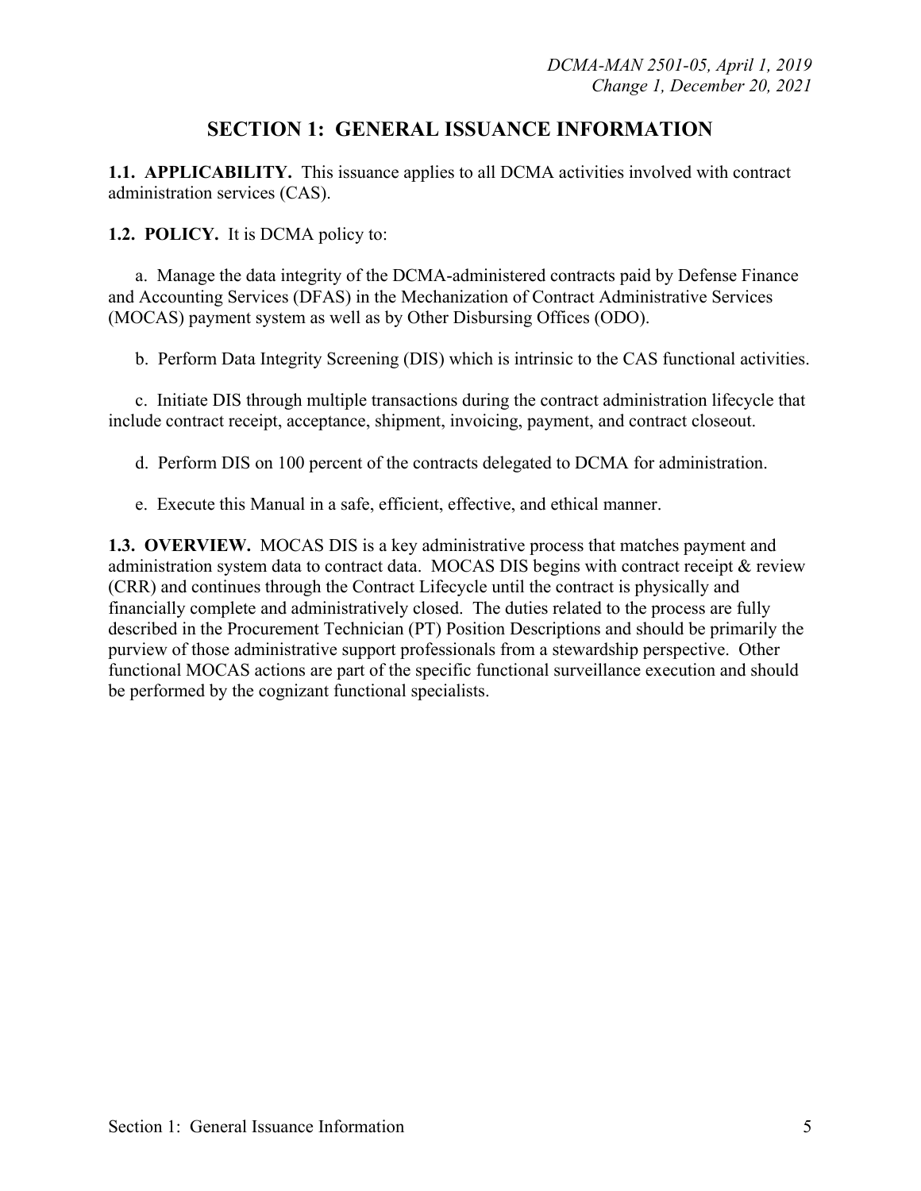# SECTION 1: GENERAL ISSUANCE INFORMATION

**1.1. APPLICABILITY.** This issuance applies to all DCMA activities involved with contract administration services (CAS).

**1.2. POLICY.** It is DCMA policy to:

a. Manage the data integrity of the DCMA-administered contracts paid by Defense Finance and Accounting Services (DFAS) in the Mechanization of Contract Administrative Services (MOCAS) payment system as well as by Other Disbursing Offices (ODO).

b. Perform Data Integrity Screening (DIS) which is intrinsic to the CAS functional activities.

c. Initiate DIS through multiple transactions during the contract administration lifecycle that include contract receipt, acceptance, shipment, invoicing, payment, and contract closeout.

d. Perform DIS on 100 percent of the contracts delegated to DCMA for administration.

e. Execute this Manual in a safe, efficient, effective, and ethical manner.

**1.3. OVERVIEW.** MOCAS DIS is a key administrative process that matches payment and administration system data to contract data. MOCAS DIS begins with contract receipt & review (CRR) and continues through the Contract Lifecycle until the contract is physically and financially complete and administratively closed. The duties related to the process are fully described in the Procurement Technician (PT) Position Descriptions and should be primarily the purview of those administrative support professionals from a stewardship perspective. Other functional MOCAS actions are part of the specific functional surveillance execution and should be performed by the cognizant functional specialists.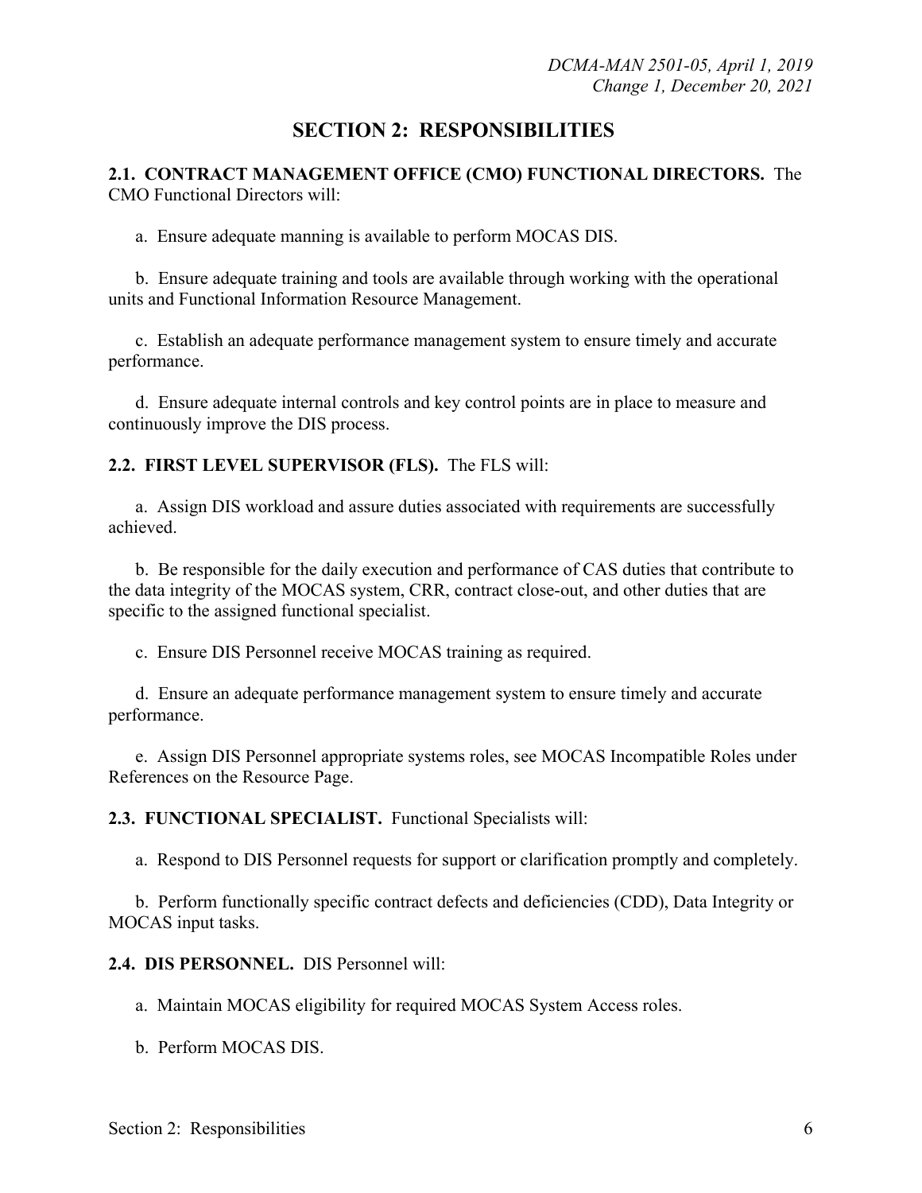# SECTION 2: RESPONSIBILITIES

**2.1. CONTRACT MANAGEMENT OFFICE (CMO) FUNCTIONAL DIRECTORS.** The CMO Functional Directors will:

a. Ensure adequate manning is available to perform MOCAS DIS.

b. Ensure adequate training and tools are available through working with the operational units and Functional Information Resource Management.

c. Establish an adequate performance management system to ensure timely and accurate performance.

d. Ensure adequate internal controls and key control points are in place to measure and continuously improve the DIS process.

**2.2. FIRST LEVEL SUPERVISOR (FLS).** The FLS will:

a. Assign DIS workload and assure duties associated with requirements are successfully achieved.

b. Be responsible for the daily execution and performance of CAS duties that contribute to the data integrity of the MOCAS system, CRR, contract close-out, and other duties that are specific to the assigned functional specialist.

c. Ensure DIS Personnel receive MOCAS training as required.

d. Ensure an adequate performance management system to ensure timely and accurate performance.

e. Assign DIS Personnel appropriate systems roles, see MOCAS Incompatible Roles under References on the Resource Page.

**2.3. FUNCTIONAL SPECIALIST.** Functional Specialists will:

a. Respond to DIS Personnel requests for support or clarification promptly and completely.

b. Perform functionally specific contract defects and deficiencies (CDD), Data Integrity or MOCAS input tasks.

**2.4. DIS PERSONNEL.** DIS Personnel will:

a. Maintain MOCAS eligibility for required MOCAS System Access roles.

b. Perform MOCAS DIS.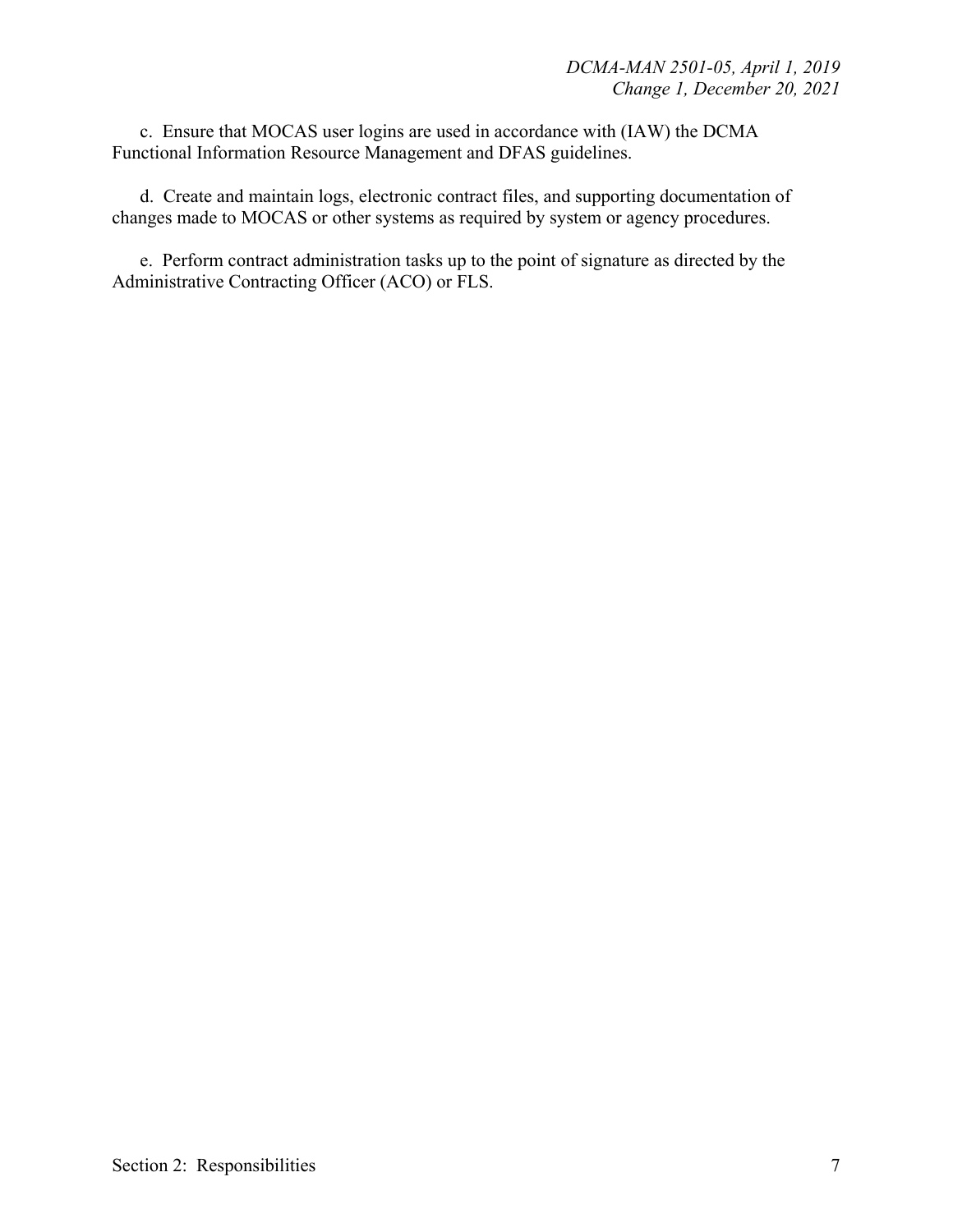c. Ensure that MOCAS user logins are used in accordance with (IAW) the DCMA Functional Information Resource Management and DFAS guidelines.

d. Create and maintain logs, electronic contract files, and supporting documentation of changes made to MOCAS or other systems as required by system or agency procedures.

e. Perform contract administration tasks up to the point of signature as directed by the Administrative Contracting Officer (ACO) or FLS.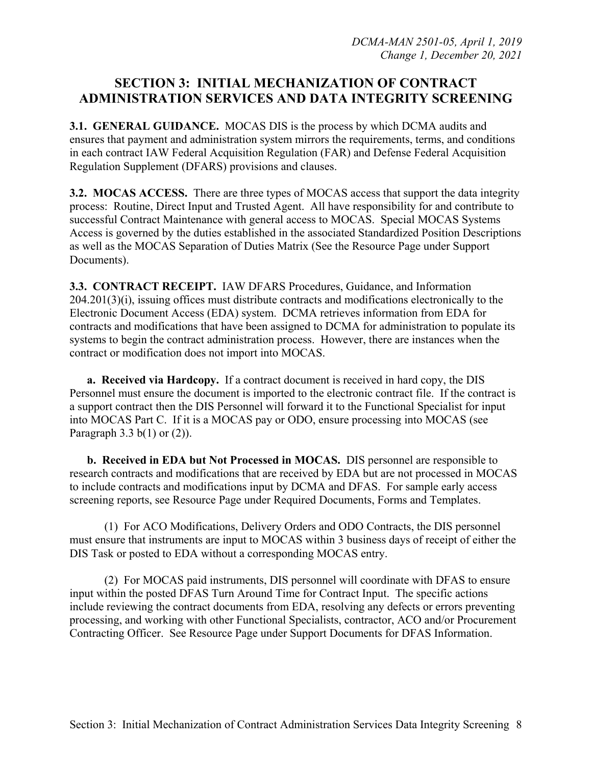## SECTION 3: INITIAL MECHANIZATION OF CONTRACT ADMINISTRATION SERVICES AND DATA INTEGRITY SCREENING

**3.1. GENERAL GUIDANCE.** MOCAS DIS is the process by which DCMA audits and ensures that payment and administration system mirrors the requirements, terms, and conditions in each contract IAW Federal Acquisition Regulation (FAR) and Defense Federal Acquisition Regulation Supplement (DFARS) provisions and clauses.

**3.2. MOCAS ACCESS.** There are three types of MOCAS access that support the data integrity process: Routine, Direct Input and Trusted Agent. All have responsibility for and contribute to successful Contract Maintenance with general access to MOCAS. Special MOCAS Systems Access is governed by the duties established in the associated Standardized Position Descriptions as well as the MOCAS Separation of Duties Matrix (See the Resource Page under Support Documents).

**3.3. CONTRACT RECEIPT.** IAW DFARS Procedures, Guidance, and Information 204.201(3)(i), issuing offices must distribute contracts and modifications electronically to the Electronic Document Access (EDA) system. DCMA retrieves information from EDA for contracts and modifications that have been assigned to DCMA for administration to populate its systems to begin the contract administration process. However, there are instances when the contract or modification does not import into MOCAS.

**a. Received via Hardcopy.** If a contract document is received in hard copy, the DIS Personnel must ensure the document is imported to the electronic contract file. If the contract is a support contract then the DIS Personnel will forward it to the Functional Specialist for input into MOCAS Part C. If it is a MOCAS pay or ODO, ensure processing into MOCAS (see Paragraph 3.3 b(1) or (2)).

**b. Received in EDA but Not Processed in MOCAS.** DIS personnel are responsible to research contracts and modifications that are received by EDA but are not processed in MOCAS to include contracts and modifications input by DCMA and DFAS. For sample early access screening reports, see Resource Page under Required Documents, Forms and Templates.

(1) For ACO Modifications, Delivery Orders and ODO Contracts, the DIS personnel must ensure that instruments are input to MOCAS within 3 business days of receipt of either the DIS Task or posted to EDA without a corresponding MOCAS entry.

(2) For MOCAS paid instruments, DIS personnel will coordinate with DFAS to ensure input within the posted DFAS Turn Around Time for Contract Input. The specific actions include reviewing the contract documents from EDA, resolving any defects or errors preventing processing, and working with other Functional Specialists, contractor, ACO and/or Procurement Contracting Officer. See Resource Page under Support Documents for DFAS Information.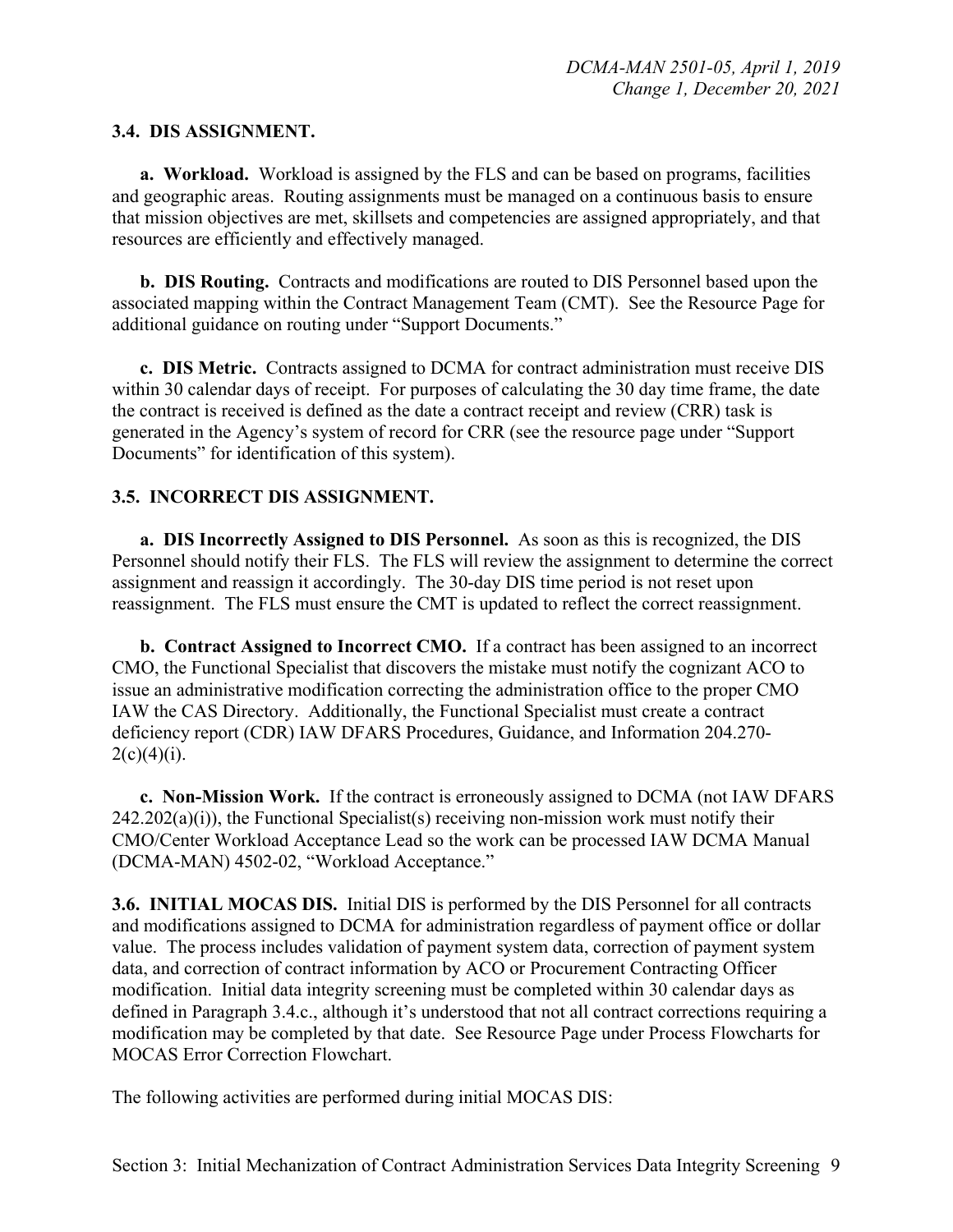### 3.4. DIS ASSIGNMENT.

**a. Workload.** Workload is assigned by the FLS and can be based on programs, facilities and geographic areas. Routing assignments must be managed on a continuous basis to ensure that mission objectives are met, skillsets and competencies are assigned appropriately, and that resources are efficiently and effectively managed.

**b. DIS Routing.** Contracts and modifications are routed to DIS Personnel based upon the associated mapping within the Contract Management Team (CMT). See the Resource Page for additional guidance on routing under "Support Documents."

**c. DIS Metric.** Contracts assigned to DCMA for contract administration must receive DIS within 30 calendar days of receipt. For purposes of calculating the 30 day time frame, the date the contract is received is defined as the date a contract receipt and review (CRR) task is generated in the Agency's system of record for CRR (see the resource page under "Support Documents" for identification of this system).

### 3.5. INCORRECT DIS ASSIGNMENT.

**a. DIS Incorrectly Assigned to DIS Personnel.** As soon as this is recognized, the DIS Personnel should notify their FLS. The FLS will review the assignment to determine the correct assignment and reassign it accordingly. The 30-day DIS time period is not reset upon reassignment. The FLS must ensure the CMT is updated to reflect the correct reassignment.

**b. Contract Assigned to Incorrect CMO.** If a contract has been assigned to an incorrect CMO, the Functional Specialist that discovers the mistake must notify the cognizant ACO to issue an administrative modification correcting the administration office to the proper CMO IAW the CAS Directory. Additionally, the Functional Specialist must create a contract deficiency report (CDR) IAW DFARS Procedures, Guidance, and Information 204.270-2(c)(4)(i).

**c. Non-Mission Work.** If the contract is erroneously assigned to DCMA (not IAW DFARS 242.202(a)(i)), the Functional Specialist(s) receiving non-mission work must notify their CMO/Center Workload Acceptance Lead so the work can be processed IAW DCMA Manual (DCMA-MAN) 4502-02, "Workload Acceptance."

**3.6. INITIAL MOCAS DIS.** Initial DIS is performed by the DIS Personnel for all contracts and modifications assigned to DCMA for administration regardless of payment office or dollar value. The process includes validation of payment system data, correction of payment system data, and correction of contract information by ACO or Procurement Contracting Officer modification. Initial data integrity screening must be completed within 30 calendar days as defined in Paragraph 3.4.c., although it's understood that not all contract corrections requiring a modification may be completed by that date. See Resource Page under Process Flowcharts for MOCAS Error Correction Flowchart.

The following activities are performed during initial MOCAS DIS: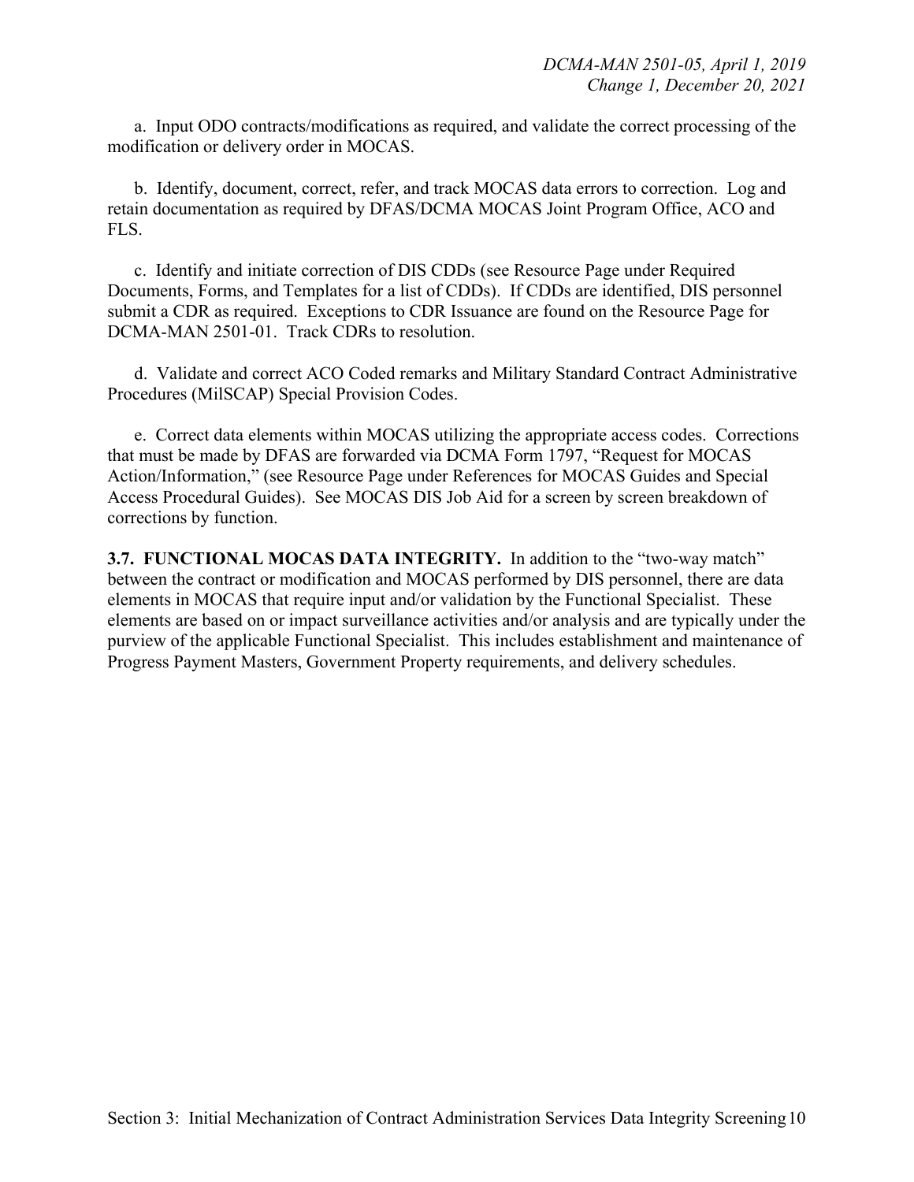a. Input ODO contracts/modifications as required, and validate the correct processing of the modification or delivery order in MOCAS.

b. Identify, document, correct, refer, and track MOCAS data errors to correction. Log and retain documentation as required by DFAS/DCMA MOCAS Joint Program Office, ACO and FLS.

c. Identify and initiate correction of DIS CDDs (see Resource Page under Required Documents, Forms, and Templates for a list of CDDs). If CDDs are identified, DIS personnel submit a CDR as required. Exceptions to CDR Issuance are found on the Resource Page for DCMA-MAN 2501-01. Track CDRs to resolution.

d. Validate and correct ACO Coded remarks and Military Standard Contract Administrative Procedures (MilSCAP) Special Provision Codes.

e. Correct data elements within MOCAS utilizing the appropriate access codes. Corrections that must be made by DFAS are forwarded via DCMA Form 1797, "Request for MOCAS Action/Information," (see Resource Page under References for MOCAS Guides and Special Access Procedural Guides). See MOCAS DIS Job Aid for a screen by screen breakdown of corrections by function.

**3.7. FUNCTIONAL MOCAS DATA INTEGRITY.** In addition to the "two-way match" between the contract or modification and MOCAS performed by DIS personnel, there are data elements in MOCAS that require input and/or validation by the Functional Specialist. These elements are based on or impact surveillance activities and/or analysis and are typically under the purview of the applicable Functional Specialist. This includes establishment and maintenance of Progress Payment Masters, Government Property requirements, and delivery schedules.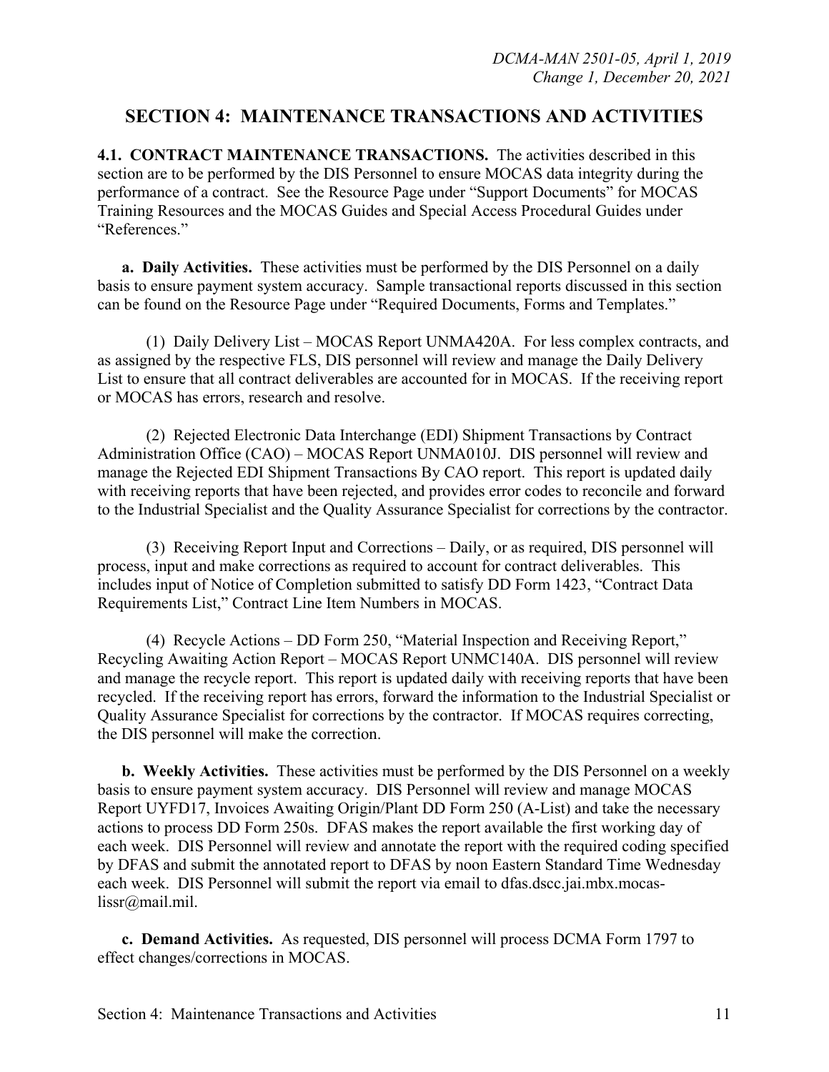## SECTION 4: MAINTENANCE TRANSACTIONS AND ACTIVITIES

**4.1. CONTRACT MAINTENANCE TRANSACTIONS.** The activities described in this section are to be performed by the DIS Personnel to ensure MOCAS data integrity during the performance of a contract. See the Resource Page under "Support Documents" for MOCAS Training Resources and the MOCAS Guides and Special Access Procedural Guides under "References."

**a. Daily Activities.** These activities must be performed by the DIS Personnel on a daily basis to ensure payment system accuracy. Sample transactional reports discussed in this section can be found on the Resource Page under "Required Documents, Forms and Templates."

(1) Daily Delivery List – MOCAS Report UNMA420A. For less complex contracts, and as assigned by the respective FLS, DIS personnel will review and manage the Daily Delivery List to ensure that all contract deliverables are accounted for in MOCAS. If the receiving report or MOCAS has errors, research and resolve.

(2) Rejected Electronic Data Interchange (EDI) Shipment Transactions by Contract Administration Office (CAO) – MOCAS Report UNMA010J. DIS personnel will review and manage the Rejected EDI Shipment Transactions By CAO report. This report is updated daily with receiving reports that have been rejected, and provides error codes to reconcile and forward to the Industrial Specialist and the Quality Assurance Specialist for corrections by the contractor.

(3) Receiving Report Input and Corrections – Daily, or as required, DIS personnel will process, input and make corrections as required to account for contract deliverables. This includes input of Notice of Completion submitted to satisfy DD Form 1423, "Contract Data Requirements List," Contract Line Item Numbers in MOCAS.

(4) Recycle Actions – DD Form 250, "Material Inspection and Receiving Report," Recycling Awaiting Action Report – MOCAS Report UNMC140A. DIS personnel will review and manage the recycle report. This report is updated daily with receiving reports that have been recycled. If the receiving report has errors, forward the information to the Industrial Specialist or Quality Assurance Specialist for corrections by the contractor. If MOCAS requires correcting, the DIS personnel will make the correction.

**b. Weekly Activities.** These activities must be performed by the DIS Personnel on a weekly basis to ensure payment system accuracy. DIS Personnel will review and manage MOCAS Report UYFD17, Invoices Awaiting Origin/Plant DD Form 250 (A-List) and take the necessary actions to process DD Form 250s. DFAS makes the report available the first working day of each week. DIS Personnel will review and annotate the report with the required coding specified by DFAS and submit the annotated report to DFAS by noon Eastern Standard Time Wednesday each week. DIS Personnel will submit the report via email to dfas.dscc.jai.mbx.mocas-lissr@mail.mil.

**c. Demand Activities.** As requested, DIS personnel will process DCMA Form 1797 to effect changes/corrections in MOCAS.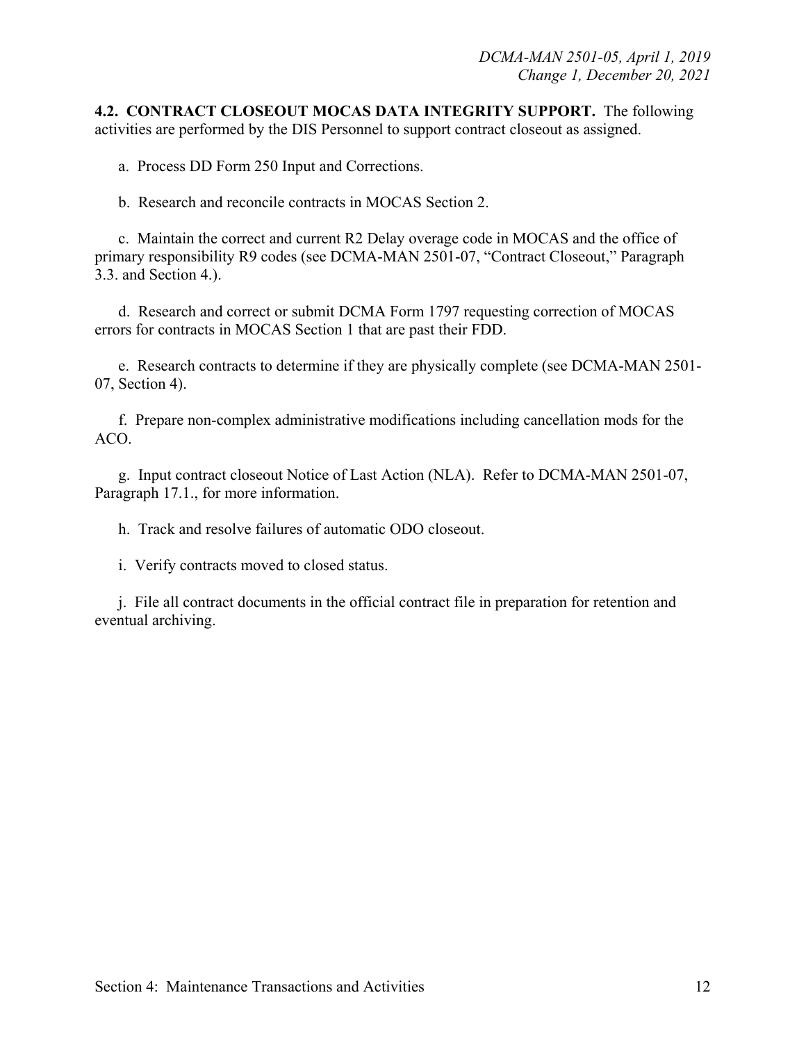**4.2. CONTRACT CLOSEOUT MOCAS DATA INTEGRITY SUPPORT.** The following activities are performed by the DIS Personnel to support contract closeout as assigned.

a. Process DD Form 250 Input and Corrections.

b. Research and reconcile contracts in MOCAS Section 2.

c. Maintain the correct and current R2 Delay overage code in MOCAS and the office of primary responsibility R9 codes (see DCMA-MAN 2501-07, "Contract Closeout," Paragraph 3.3. and Section 4.).

d. Research and correct or submit DCMA Form 1797 requesting correction of MOCAS errors for contracts in MOCAS Section 1 that are past their FDD.

e. Research contracts to determine if they are physically complete (see DCMA-MAN 2501-07, Section 4).

f. Prepare non-complex administrative modifications including cancellation mods for the ACO.

g. Input contract closeout Notice of Last Action (NLA). Refer to DCMA-MAN 2501-07, Paragraph 17.1., for more information.

h. Track and resolve failures of automatic ODO closeout.

i. Verify contracts moved to closed status.

j. File all contract documents in the official contract file in preparation for retention and eventual archiving.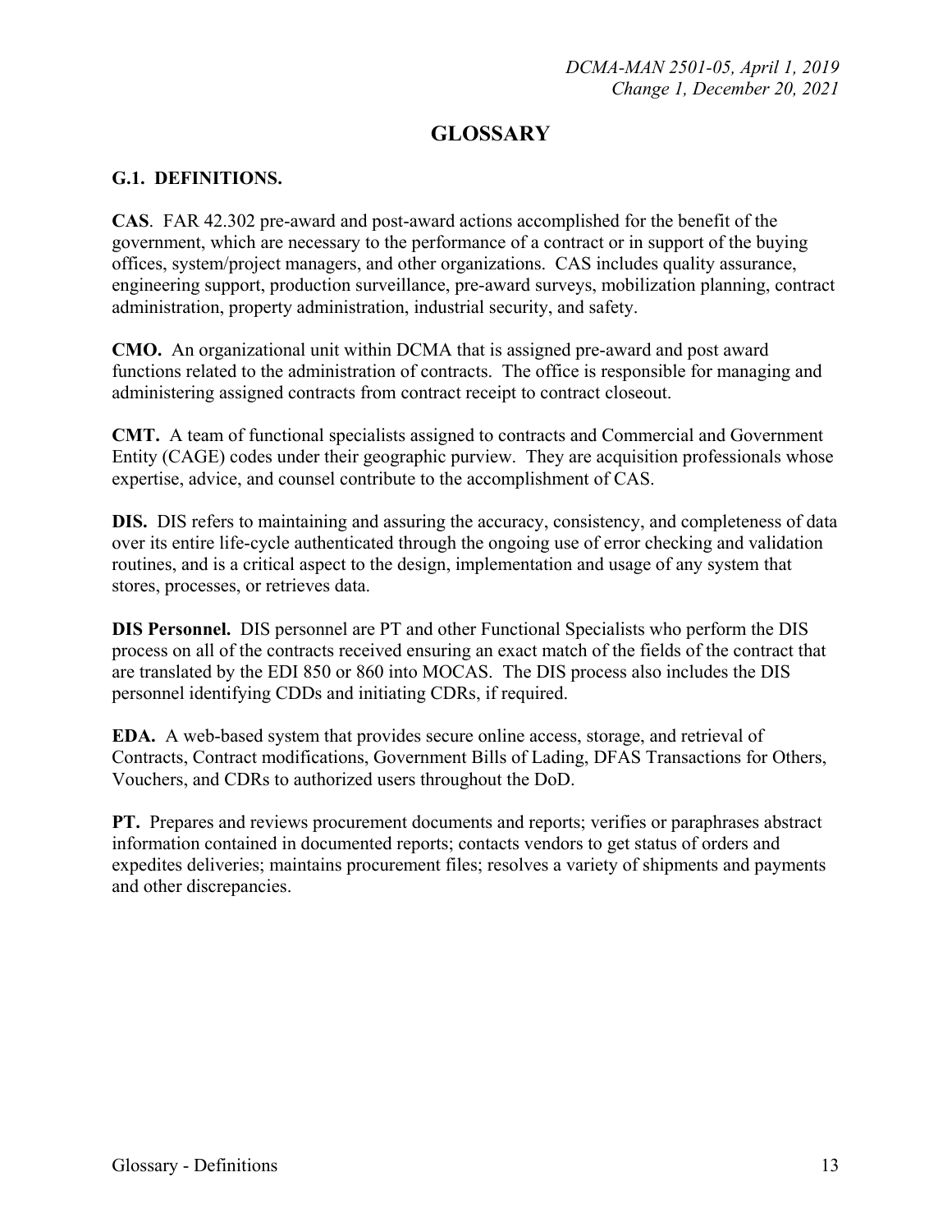# GLOSSARY

## G.1. DEFINITIONS.

**CAS**. FAR 42.302 pre-award and post-award actions accomplished for the benefit of the government, which are necessary to the performance of a contract or in support of the buying offices, system/project managers, and other organizations. CAS includes quality assurance, engineering support, production surveillance, pre-award surveys, mobilization planning, contract administration, property administration, industrial security, and safety.

**CMO.** An organizational unit within DCMA that is assigned pre-award and post award functions related to the administration of contracts. The office is responsible for managing and administering assigned contracts from contract receipt to contract closeout.

**CMT.** A team of functional specialists assigned to contracts and Commercial and Government Entity (CAGE) codes under their geographic purview. They are acquisition professionals whose expertise, advice, and counsel contribute to the accomplishment of CAS.

**DIS.** DIS refers to maintaining and assuring the accuracy, consistency, and completeness of data over its entire life-cycle authenticated through the ongoing use of error checking and validation routines, and is a critical aspect to the design, implementation and usage of any system that stores, processes, or retrieves data.

**DIS Personnel.** DIS personnel are PT and other Functional Specialists who perform the DIS process on all of the contracts received ensuring an exact match of the fields of the contract that are translated by the EDI 850 or 860 into MOCAS. The DIS process also includes the DIS personnel identifying CDDs and initiating CDRs, if required.

**EDA.** A web-based system that provides secure online access, storage, and retrieval of Contracts, Contract modifications, Government Bills of Lading, DFAS Transactions for Others, Vouchers, and CDRs to authorized users throughout the DoD.

**PT.** Prepares and reviews procurement documents and reports; verifies or paraphrases abstract information contained in documented reports; contacts vendors to get status of orders and expedites deliveries; maintains procurement files; resolves a variety of shipments and payments and other discrepancies.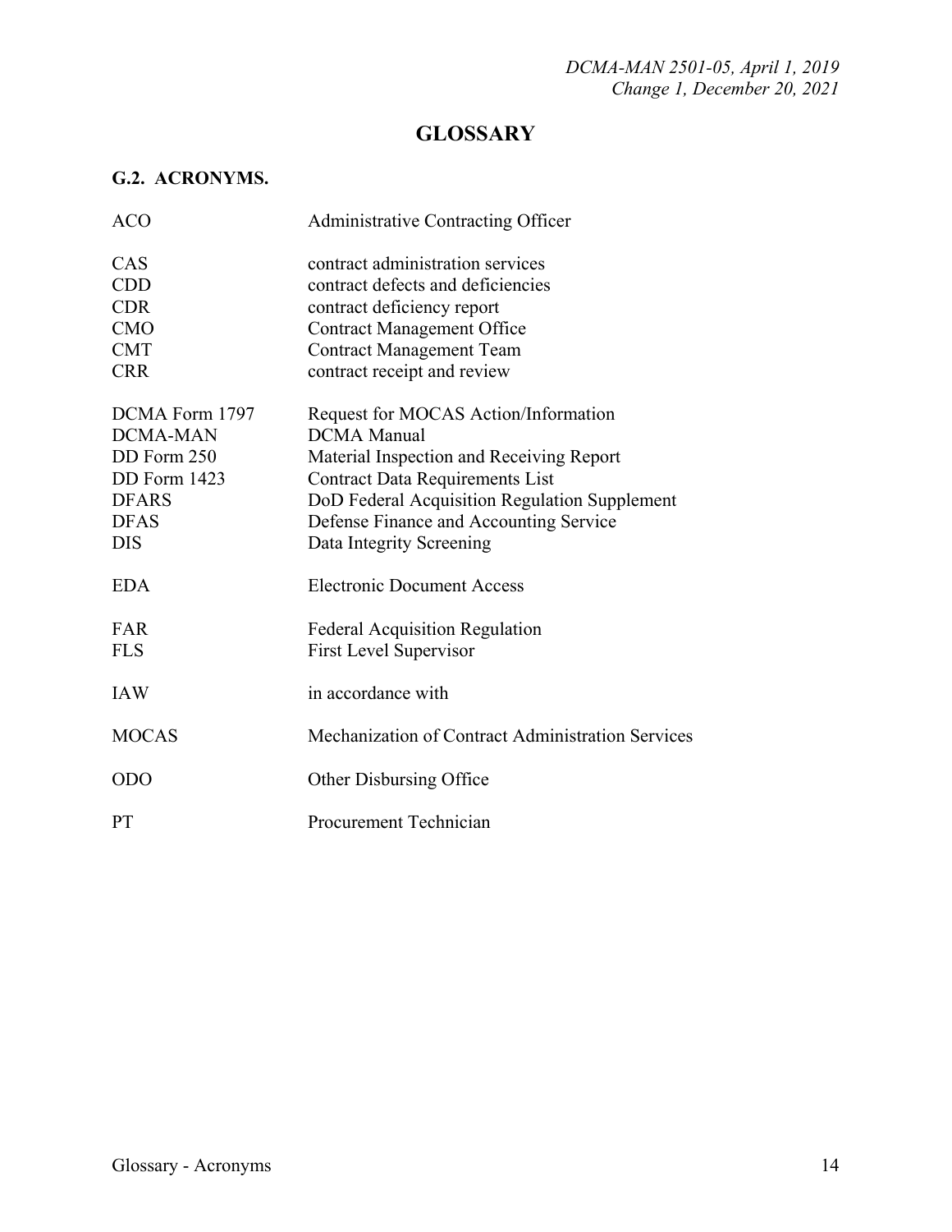# GLOSSARY

## G.2. ACRONYMS.

| | |
|---|---|
| ACO | Administrative Contracting Officer |
| CAS | contract administration services |
| CDD | contract defects and deficiencies |
| CDR | contract deficiency report |
| CMO | Contract Management Office |
| CMT | Contract Management Team |
| CRR | contract receipt and review |
| DCMA Form 1797 | Request for MOCAS Action/Information |
| DCMA-MAN | DCMA Manual |
| DD Form 250 | Material Inspection and Receiving Report |
| DD Form 1423 | Contract Data Requirements List |
| DFARS | DoD Federal Acquisition Regulation Supplement |
| DFAS | Defense Finance and Accounting Service |
| DIS | Data Integrity Screening |
| EDA | Electronic Document Access |
| FAR | Federal Acquisition Regulation |
| FLS | First Level Supervisor |
| IAW | in accordance with |
| MOCAS | Mechanization of Contract Administration Services |
| ODO | Other Disbursing Office |
| PT | Procurement Technician |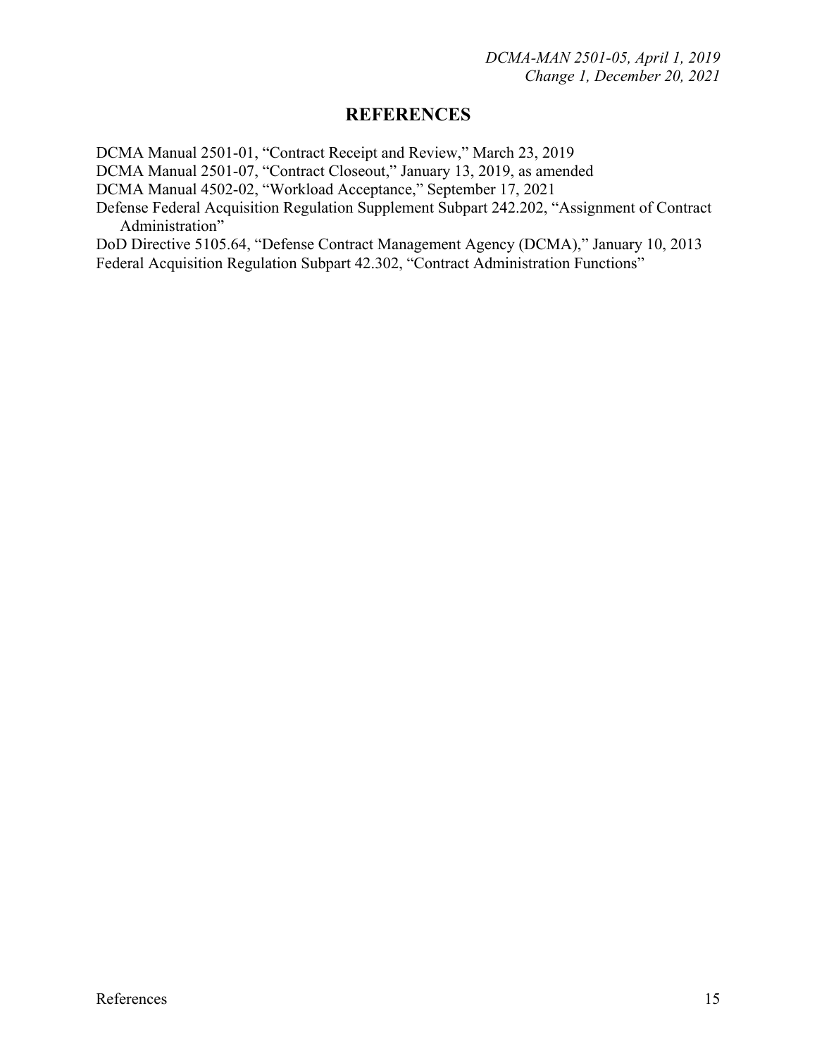# REFERENCES

DCMA Manual 2501-01, "Contract Receipt and Review," March 23, 2019
DCMA Manual 2501-07, "Contract Closeout," January 13, 2019, as amended
DCMA Manual 4502-02, "Workload Acceptance," September 17, 2021
Defense Federal Acquisition Regulation Supplement Subpart 242.202, "Assignment of Contract Administration"
DoD Directive 5105.64, "Defense Contract Management Agency (DCMA)," January 10, 2013
Federal Acquisition Regulation Subpart 42.302, "Contract Administration Functions"